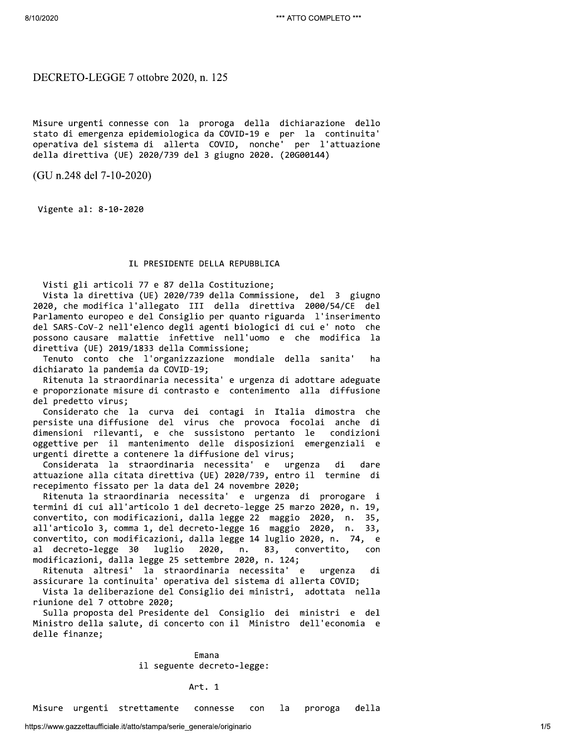# DECRETO-LEGGE 7 ottobre 2020, n. 125

Misure urgenti connesse con la proroga della dichiarazione dello stato di emergenza epidemiologica da COVID-19 e per la continuita' operativa del sistema di allerta COVID, nonche' per l'attuazione della direttiva (UE) 2020/739 del 3 giugno 2020. (20G00144)

(GU n.248 del 7-10-2020)

Vigente al: 8-10-2020

## IL PRESIDENTE DELLA REPUBBLICA

Visti gli articoli 77 e 87 della Costituzione;

Vista la direttiva (UE) 2020/739 della Commissione, del 3 giugno 2020, che modifica l'allegato III della direttiva 2000/54/CE del Parlamento europeo e del Consiglio per quanto riguarda l'inserimento del SARS-CoV-2 nell'elenco degli agenti biologici di cui e' noto che possono causare malattie infettive nell'uomo e che modifica la direttiva (UE) 2019/1833 della Commissione;

Tenuto conto che l'organizzazione mondiale della sanita' ha dichiarato la pandemia da COVID-19;

Ritenuta la straordinaria necessita' e urgenza di adottare adeguate e proporzionate misure di contrasto e contenimento alla diffusione del predetto virus;

Considerato che la curva dei contagi in Italia dimostra che persiste una diffusione del virus che provoca focolai anche di dimensioni rilevanti, e che sussistono pertanto le condizioni oggettive per il mantenimento delle disposizioni emergenziali e urgenti dirette a contenere la diffusione del virus;

Considerata la straordinaria necessita' e urgenza di dare attuazione alla citata direttiva (UE) 2020/739, entro il termine di recepimento fissato per la data del 24 novembre 2020;

Ritenuta la straordinaria necessita' e urgenza di prorogare i termini di cui all'articolo 1 del decreto-legge 25 marzo 2020, n. 19, convertito, con modificazioni, dalla legge 22 maggio 2020, n. 35, all'articolo 3, comma 1, del decreto-legge 16 maggio 2020, n. 33, convertito, con modificazioni, dalla legge 14 luglio 2020, n. 74, e al decreto-legge 30 luglio 2020, n. 83, convertito, con modificazioni, dalla legge 25 settembre 2020, n. 124;

Ritenuta altresi' la straordinaria necessita' e urgenza di assicurare la continuita' operativa del sistema di allerta COVID;

Vista la deliberazione del Consiglio dei ministri, adottata nella riunione del 7 ottobre 2020;

Sulla proposta del Presidente del Consiglio dei ministri e del Ministro della salute, di concerto con il Ministro dell'economia e delle finanze;

Emana
il seguente decreto-legge:

### Art. 1

Misure urgenti strettamente connesse con la proroga della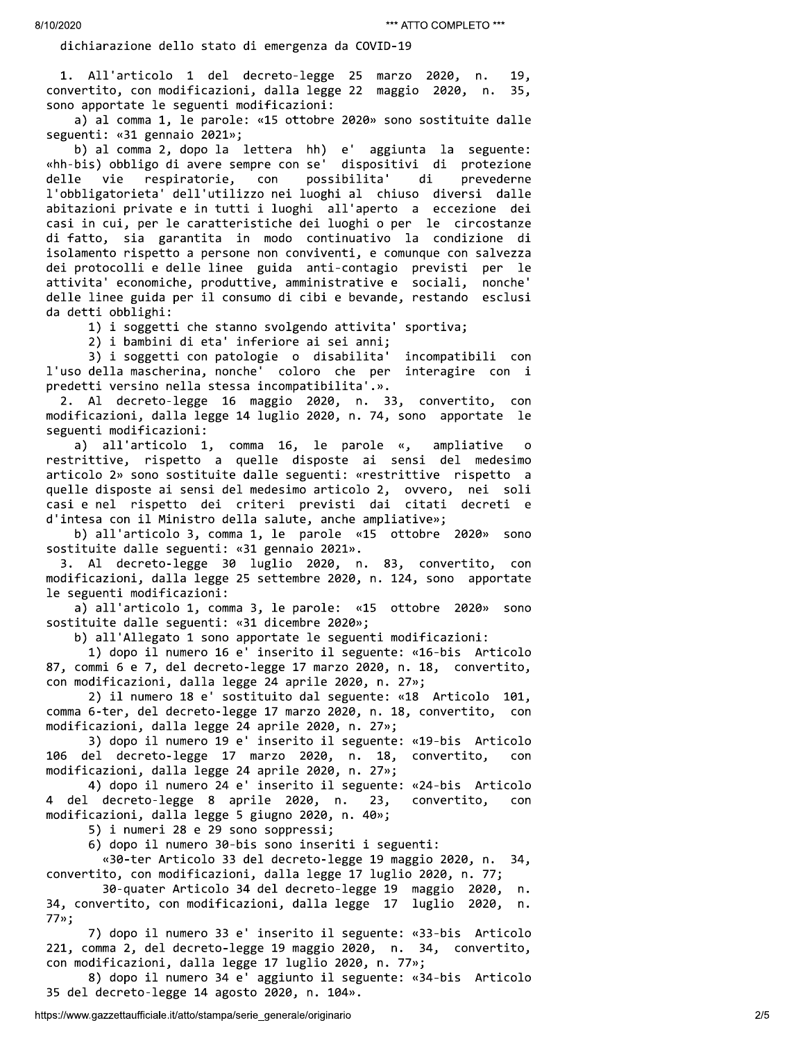dichiarazione dello stato di emergenza da COVID-19

1. All'articolo 1 del decreto-legge 25 marzo 2020, n. 19, convertito, con modificazioni, dalla legge 22 maggio 2020, n. 35, sono apportate le seguenti modificazioni:

a) al comma 1, le parole: «15 ottobre 2020» sono sostituite dalle seguenti: «31 gennaio 2021»;

b) al comma 2, dopo la lettera hh) e' aggiunta la seguente: «hh-bis) obbligo di avere sempre con se' dispositivi di protezione delle vie respiratorie, con possibilita' di prevederne l'obbligatorieta' dell'utilizzo nei luoghi al chiuso diversi dalle abitazioni private e in tutti i luoghi all'aperto a eccezione dei casi in cui, per le caratteristiche dei luoghi o per le circostanze di fatto, sia garantita in modo continuativo la condizione di isolamento rispetto a persone non conviventi, e comunque con salvezza dei protocolli e delle linee guida anti-contagio previsti per le attivita' economiche, produttive, amministrative e sociali, nonche' delle linee guida per il consumo di cibi e bevande, restando esclusi da detti obblighi:

1) i soggetti che stanno svolgendo attivita' sportiva;

2) i bambini di eta' inferiore ai sei anni;

3) i soggetti con patologie o disabilita' incompatibili con l'uso della mascherina, nonche' coloro che per interagire con i predetti versino nella stessa incompatibilita'.».

2. Al decreto-legge 16 maggio 2020, n. 33, convertito, con modificazioni, dalla legge 14 luglio 2020, n. 74, sono apportate le seguenti modificazioni:

a) all'articolo 1, comma 16, le parole «, ampliative o restrittive, rispetto a quelle disposte ai sensi del medesimo articolo 2» sono sostituite dalle seguenti: «restrittive rispetto a quelle disposte ai sensi del medesimo articolo 2, ovvero, nei soli casi e nel rispetto dei criteri previsti dai citati decreti e d'intesa con il Ministro della salute, anche ampliative»;

b) all'articolo 3, comma 1, le parole «15 ottobre 2020» sono sostituite dalle seguenti: «31 gennaio 2021».

3. Al decreto-legge 30 luglio 2020, n. 83, convertito, con modificazioni, dalla legge 25 settembre 2020, n. 124, sono apportate le seguenti modificazioni:

a) all'articolo 1, comma 3, le parole: «15 ottobre 2020» sono sostituite dalle seguenti: «31 dicembre 2020»;

b) all'Allegato 1 sono apportate le seguenti modificazioni:

1) dopo il numero 16 e' inserito il seguente: «16-bis Articolo 87, commi 6 e 7, del decreto-legge 17 marzo 2020, n. 18, convertito, con modificazioni, dalla legge 24 aprile 2020, n. 27»;

2) il numero 18 e' sostituito dal seguente: «18 Articolo 101, comma 6-ter, del decreto-legge 17 marzo 2020, n. 18, convertito, con modificazioni, dalla legge 24 aprile 2020, n. 27»;

3) dopo il numero 19 e' inserito il seguente: «19-bis Articolo 106 del decreto-legge 17 marzo 2020, n. 18, convertito, con modificazioni, dalla legge 24 aprile 2020, n. 27»;

4) dopo il numero 24 e' inserito il seguente: «24-bis Articolo 4 del decreto-legge 8 aprile 2020, n. 23, convertito, con modificazioni, dalla legge 5 giugno 2020, n. 40»;

5) i numeri 28 e 29 sono soppressi;

6) dopo il numero 30-bis sono inseriti i seguenti:

«30-ter Articolo 33 del decreto-legge 19 maggio 2020, n. 34, convertito, con modificazioni, dalla legge 17 luglio 2020, n. 77;

30-quater Articolo 34 del decreto-legge 19 maggio 2020, n. 34, convertito, con modificazioni, dalla legge 17 luglio 2020, n. 77»;

7) dopo il numero 33 e' inserito il seguente: «33-bis Articolo 221, comma 2, del decreto-legge 19 maggio 2020, n. 34, convertito, con modificazioni, dalla legge 17 luglio 2020, n. 77»;

8) dopo il numero 34 e' aggiunto il seguente: «34-bis Articolo 35 del decreto-legge 14 agosto 2020, n. 104».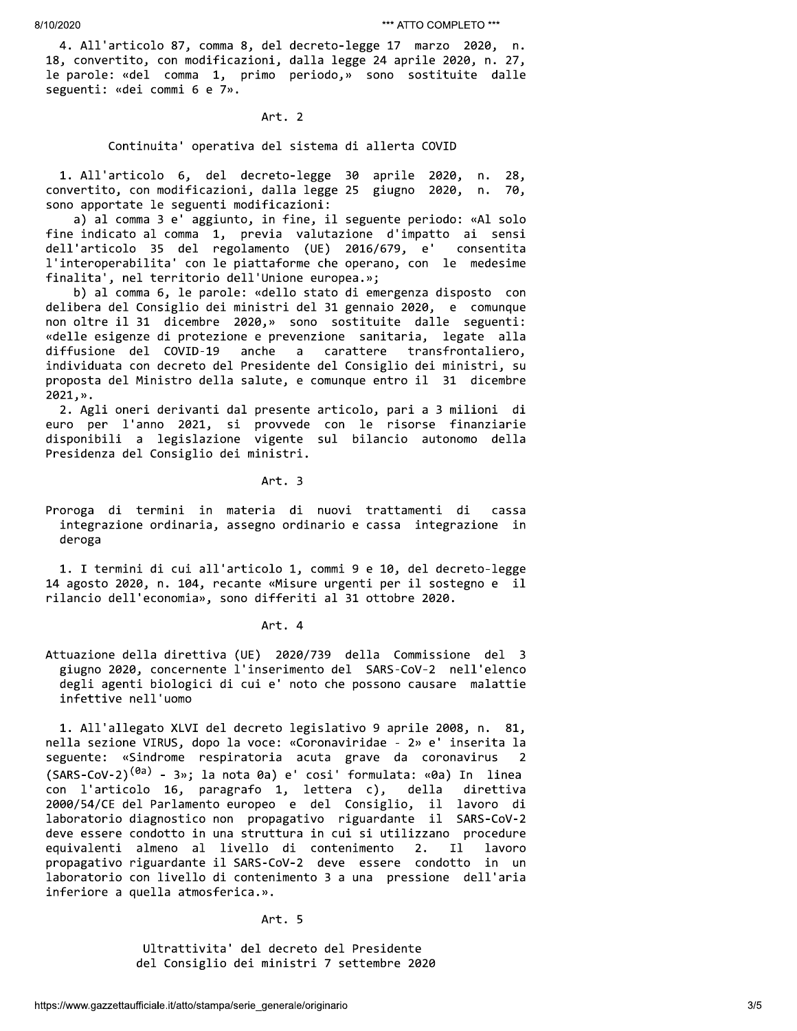4. All'articolo 87, comma 8, del decreto-legge 17 marzo 2020, n. 18, convertito, con modificazioni, dalla legge 24 aprile 2020, n. 27, le parole: «del comma 1, primo periodo,» sono sostituite dalle seguenti: «dei commi 6 e 7».

### Art. 2

#### Continuita' operativa del sistema di allerta COVID

1. All'articolo 6, del decreto-legge 30 aprile 2020, n. 28, convertito, con modificazioni, dalla legge 25 giugno 2020, n. 70, sono apportate le seguenti modificazioni:

a) al comma 3 e' aggiunto, in fine, il seguente periodo: «Al solo fine indicato al comma 1, previa valutazione d'impatto ai sensi dell'articolo 35 del regolamento (UE) 2016/679, e' consentita l'interoperabilita' con le piattaforme che operano, con le medesime finalita', nel territorio dell'Unione europea.»;

b) al comma 6, le parole: «dello stato di emergenza disposto con delibera del Consiglio dei ministri del 31 gennaio 2020, e comunque non oltre il 31 dicembre 2020,» sono sostituite dalle seguenti: «delle esigenze di protezione e prevenzione sanitaria, legate alla diffusione del COVID-19 anche a carattere transfrontaliero, individuata con decreto del Presidente del Consiglio dei ministri, su proposta del Ministro della salute, e comunque entro il 31 dicembre 2021,».

2. Agli oneri derivanti dal presente articolo, pari a 3 milioni di euro per l'anno 2021, si provvede con le risorse finanziarie disponibili a legislazione vigente sul bilancio autonomo della Presidenza del Consiglio dei ministri.

### Art. 3

#### Proroga di termini in materia di nuovi trattamenti di cassa integrazione ordinaria, assegno ordinario e cassa integrazione in deroga

1. I termini di cui all'articolo 1, commi 9 e 10, del decreto-legge 14 agosto 2020, n. 104, recante «Misure urgenti per il sostegno e il rilancio dell'economia», sono differiti al 31 ottobre 2020.

### Art. 4

#### Attuazione della direttiva (UE) 2020/739 della Commissione del 3 giugno 2020, concernente l'inserimento del SARS-CoV-2 nell'elenco degli agenti biologici di cui e' noto che possono causare malattie infettive nell'uomo

1. All'allegato XLVI del decreto legislativo 9 aprile 2008, n. 81, nella sezione VIRUS, dopo la voce: «Coronaviridae - 2» e' inserita la seguente: «Sindrome respiratoria acuta grave da coronavirus 2 (SARS-CoV-2)[0a] - 3»; la nota 0a) e' cosi' formulata: «0a) In linea con l'articolo 16, paragrafo 1, lettera c), della direttiva 2000/54/CE del Parlamento europeo e del Consiglio, il lavoro di laboratorio diagnostico non propagativo riguardante il SARS-CoV-2 deve essere condotto in una struttura in cui si utilizzano procedure equivalenti almeno al livello di contenimento 2. Il lavoro propagativo riguardante il SARS-CoV-2 deve essere condotto in un laboratorio con livello di contenimento 3 a una pressione dell'aria inferiore a quella atmosferica.».

### Art. 5

#### Ultrattivita' del decreto del Presidente del Consiglio dei ministri 7 settembre 2020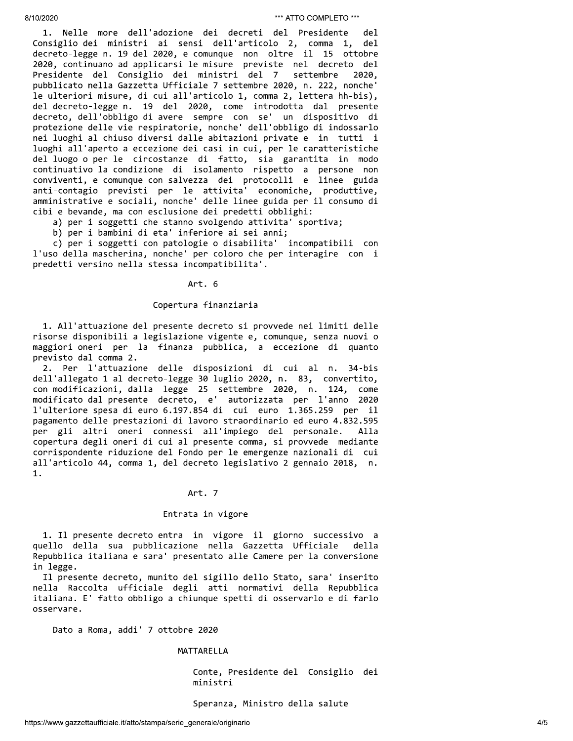1. Nelle more dell'adozione dei decreti del Presidente del Consiglio dei ministri ai sensi dell'articolo 2, comma 1, del decreto-legge n. 19 del 2020, e comunque non oltre il 15 ottobre 2020, continuano ad applicarsi le misure previste nel decreto del Presidente del Consiglio dei ministri del 7 settembre 2020, pubblicato nella Gazzetta Ufficiale 7 settembre 2020, n. 222, nonche' le ulteriori misure, di cui all'articolo 1, comma 2, lettera hh-bis), del decreto-legge n. 19 del 2020, come introdotta dal presente decreto, dell'obbligo di avere sempre con se' un dispositivo di protezione delle vie respiratorie, nonche' dell'obbligo di indossarlo nei luoghi al chiuso diversi dalle abitazioni private e in tutti i luoghi all'aperto a eccezione dei casi in cui, per le caratteristiche del luogo o per le circostanze di fatto, sia garantita in modo continuativo la condizione di isolamento rispetto a persone non conviventi, e comunque con salvezza dei protocolli e linee guida anti-contagio previsti per le attivita' economiche, produttive, amministrative e sociali, nonche' delle linee guida per il consumo di cibi e bevande, ma con esclusione dei predetti obblighi:

a) per i soggetti che stanno svolgendo attivita' sportiva;

b) per i bambini di eta' inferiore ai sei anni;

c) per i soggetti con patologie o disabilita' incompatibili con l'uso della mascherina, nonche' per coloro che per interagire con i predetti versino nella stessa incompatibilita'.

## Art. 6

### Copertura finanziaria

1. All'attuazione del presente decreto si provvede nei limiti delle risorse disponibili a legislazione vigente e, comunque, senza nuovi o maggiori oneri per la finanza pubblica, a eccezione di quanto previsto dal comma 2.

2. Per l'attuazione delle disposizioni di cui al n. 34-bis dell'allegato 1 al decreto-legge 30 luglio 2020, n. 83, convertito, con modificazioni, dalla legge 25 settembre 2020, n. 124, come modificato dal presente decreto, e' autorizzata per l'anno 2020 l'ulteriore spesa di euro 6.197.854 di cui euro 1.365.259 per il pagamento delle prestazioni di lavoro straordinario ed euro 4.832.595 per gli altri oneri connessi all'impiego del personale. Alla copertura degli oneri di cui al presente comma, si provvede mediante corrispondente riduzione del Fondo per le emergenze nazionali di cui all'articolo 44, comma 1, del decreto legislativo 2 gennaio 2018, n. 1.

## Art. 7

### Entrata in vigore

1. Il presente decreto entra in vigore il giorno successivo a quello della sua pubblicazione nella Gazzetta Ufficiale della Repubblica italiana e sara' presentato alle Camere per la conversione in legge.

Il presente decreto, munito del sigillo dello Stato, sara' inserito nella Raccolta ufficiale degli atti normativi della Repubblica italiana. E' fatto obbligo a chiunque spetti di osservarlo e di farlo osservare.

Dato a Roma, addi' 7 ottobre 2020

MATTARELLA

Conte, Presidente del Consiglio dei ministri

Speranza, Ministro della salute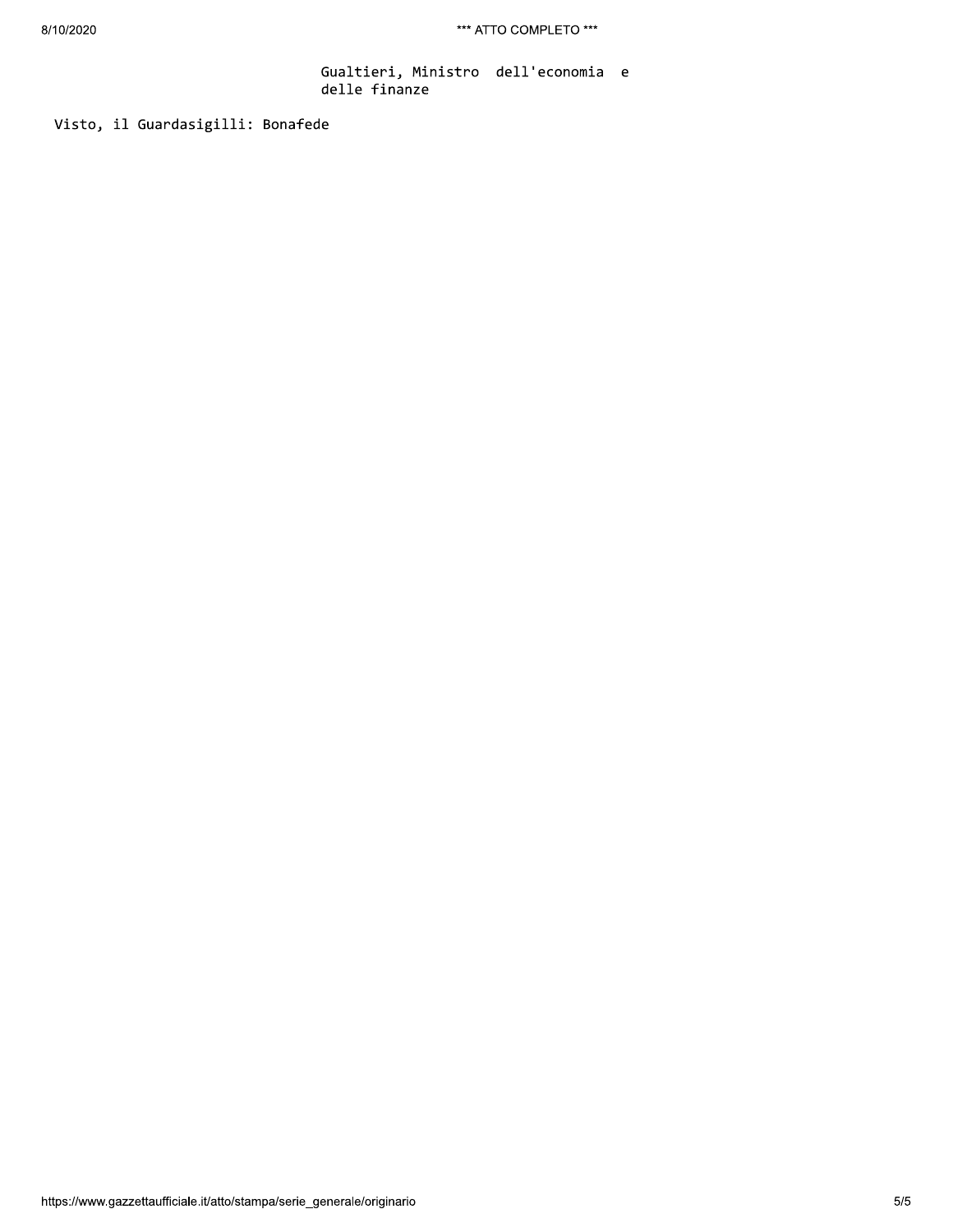Gualtieri, Ministro dell'economia e delle finanze

Visto, il Guardasigilli: Bonafede